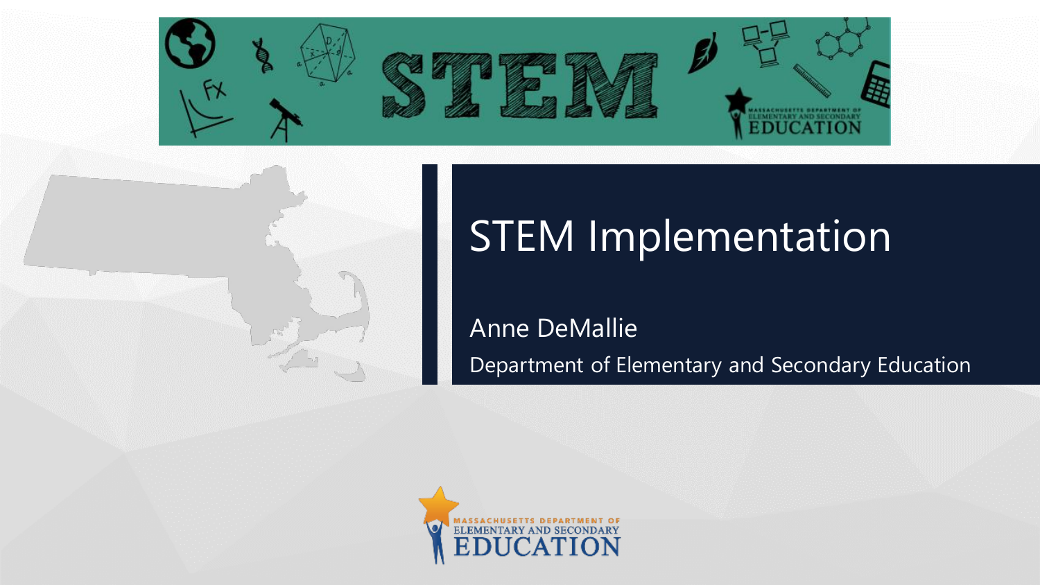# STEM Implementation

Anne DeMallie

Department of Elementary and Secondary Education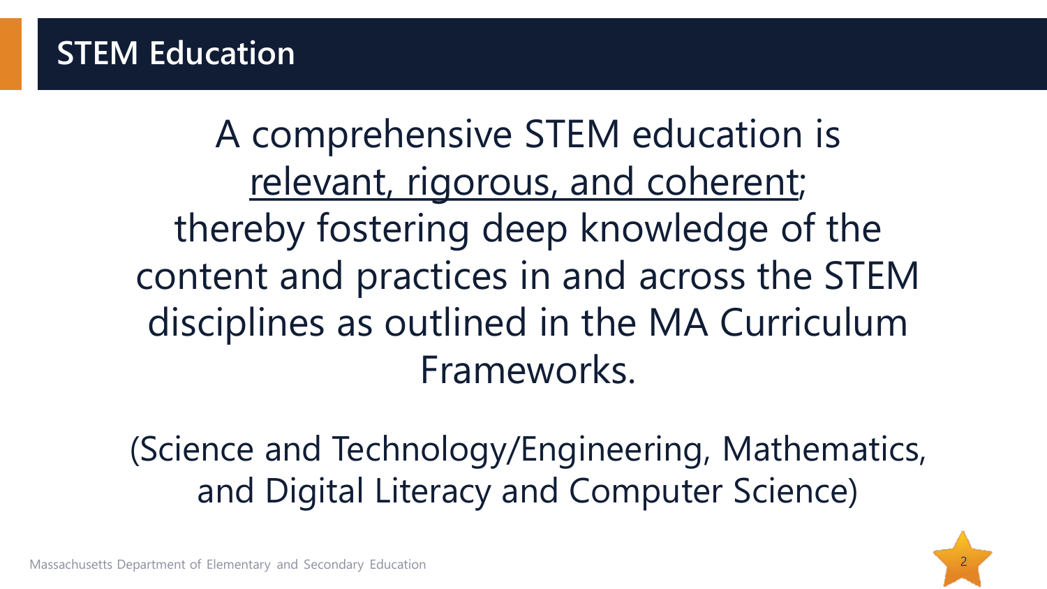## STEM Education

A comprehensive STEM education is <u>relevant, rigorous, and coherent</u>; thereby fostering deep knowledge of the content and practices in and across the STEM disciplines as outlined in the MA Curriculum Frameworks.

(Science and Technology/Engineering, Mathematics, and Digital Literacy and Computer Science)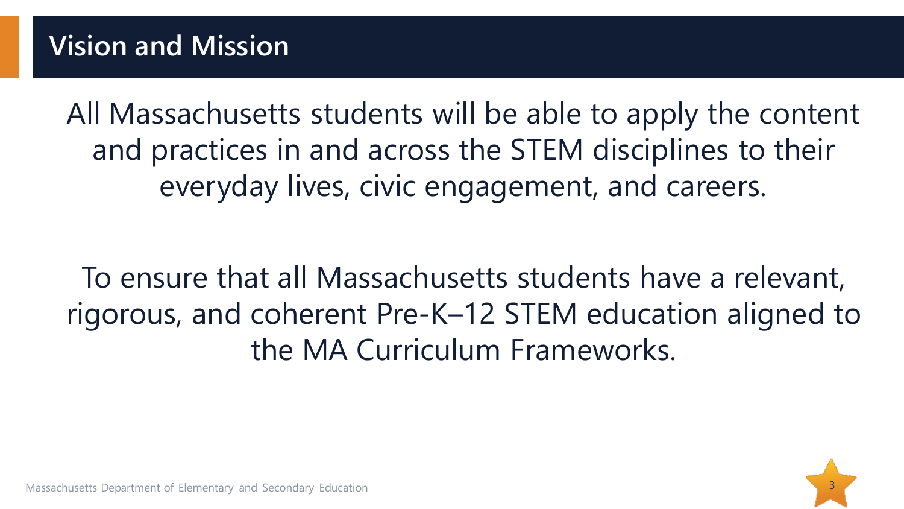# Vision and Mission

All Massachusetts students will be able to apply the content and practices in and across the STEM disciplines to their everyday lives, civic engagement, and careers.

To ensure that all Massachusetts students have a relevant, rigorous, and coherent Pre-K–12 STEM education aligned to the MA Curriculum Frameworks.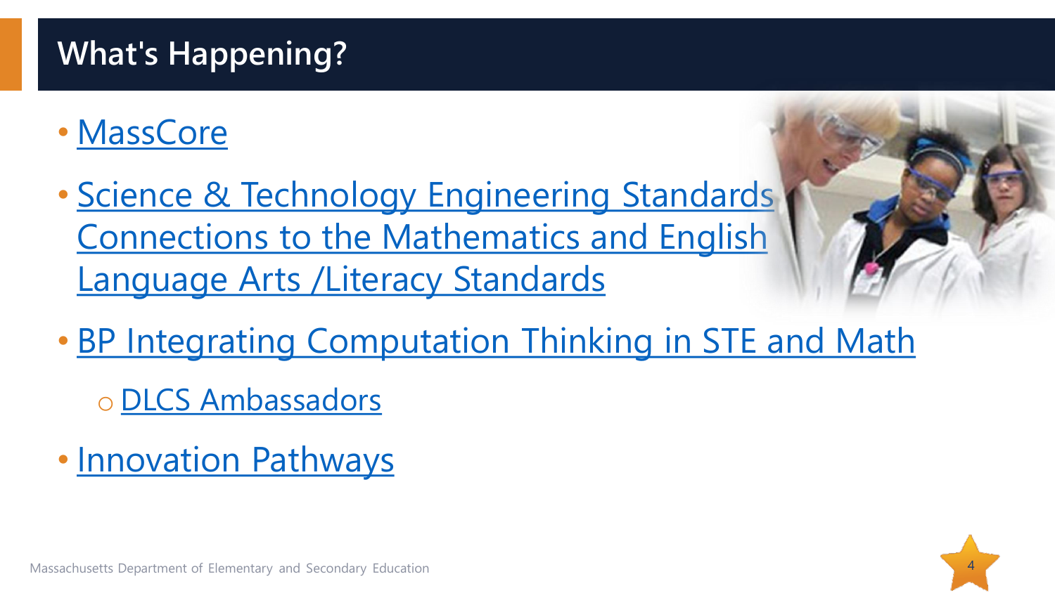# What's Happening?

- MassCore
- Science & Technology Engineering Standards Connections to the Mathematics and English Language Arts /Literacy Standards
- BP Integrating Computation Thinking in STE and Math
  - DLCS Ambassadors
- Innovation Pathways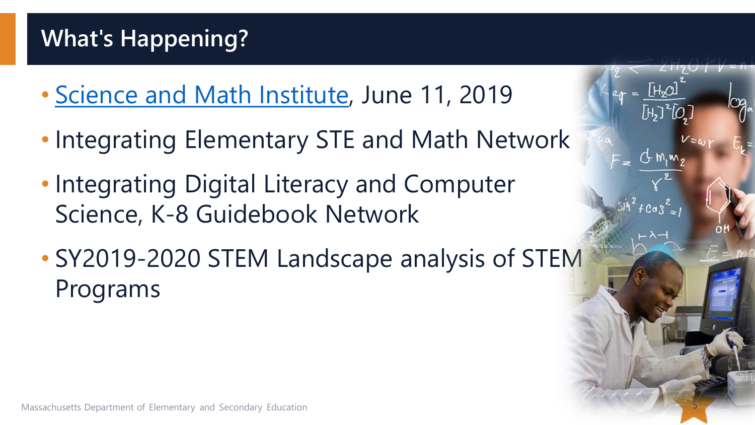# What's Happening?

- Science and Math Institute, June 11, 2019
- Integrating Elementary STE and Math Network
- Integrating Digital Literacy and Computer Science, K-8 Guidebook Network
- SY2019-2020 STEM Landscape analysis of STEM Programs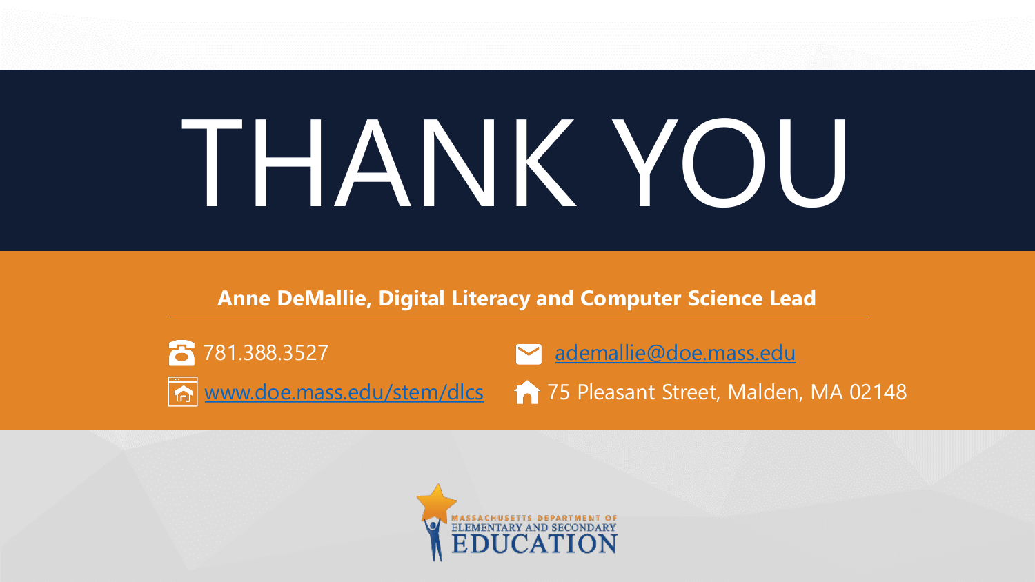# THANK YOU

**Anne DeMallie, Digital Literacy and Computer Science Lead**

781.388.3527

ademallie@doe.mass.edu

www.doe.mass.edu/stem/dlcs

75 Pleasant Street, Malden, MA 02148

MASSACHUSETTS DEPARTMENT OF ELEMENTARY AND SECONDARY EDUCATION